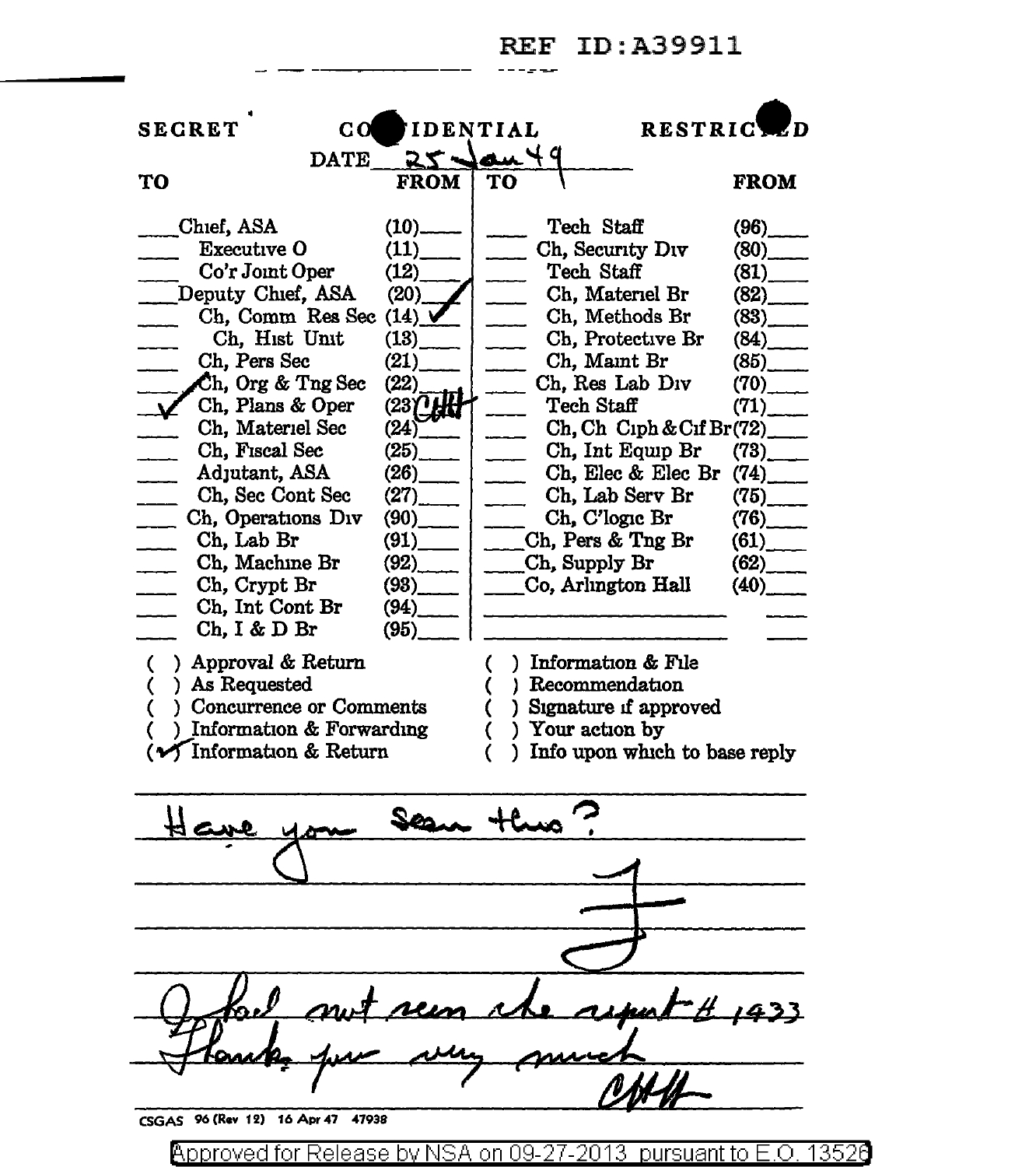REF ID:A39911

SECRET CONFIDENTIAL RESTRICTED

DATE 25 Jan 49

| TO | | FROM | TO | | FROM |
|---|---|---|---|---|---|
| | Chief, ASA | (10) | | Tech Staff | (96) |
| | Executive O | (11) | | Ch, Security Div | (80) |
| | Co'r Joint Oper | (12) | | Tech Staff | (81) |
| | Deputy Chief, ASA | (20) ✓ | | Ch, Materiel Br | (82) |
| | Ch, Comm Res Sec | (14) ✓ | | Ch, Methods Br | (83) |
| | Ch, Hist Unit | (13) | | Ch, Protective Br | (84) |
| | Ch, Pers Sec | (21) | | Ch, Maint Br | (85) |
| ✓ | Ch, Org & Tng Sec | (22) | | Ch, Res Lab Div | (70) |
| ✓ | Ch, Plans & Oper | (23) CHH | | Tech Staff | (71) |
| | Ch, Materiel Sec | (24) | | Ch, Ch Ciph & Cif Br | (72) |
| | Ch, Fiscal Sec | (25) | | Ch, Int Equip Br | (73) |
| | Adjutant, ASA | (26) | | Ch, Elec & Elec Br | (74) |
| | Ch, Sec Cont Sec | (27) | | Ch, Lab Serv Br | (75) |
| | Ch, Operations Div | (90) | | Ch, C'logic Br | (76) |
| | Ch, Lab Br | (91) | | Ch, Pers & Tng Br | (61) |
| | Ch, Machine Br | (92) | | Ch, Supply Br | (62) |
| | Ch, Crypt Br | (93) | | Co, Arlington Hall | (40) |
| | Ch, Int Cont Br | (94) | | | |
| | Ch, I & D Br | (95) | | | |

( ) Approval & Return
( ) As Requested
( ) Concurrence or Comments
( ) Information & Forwarding
(✓) Information & Return

( ) Information & File
( ) Recommendation
( ) Signature if approved
( ) Your action by
( ) Info upon which to base reply

Have you seen this?

J

I had not seen the report # 1433
Thanks you very much

CHH

CSGAS 96 (Rev 12) 16 Apr 47 47938

Approved for Release by NSA on 09-27-2013 pursuant to E.O. 13526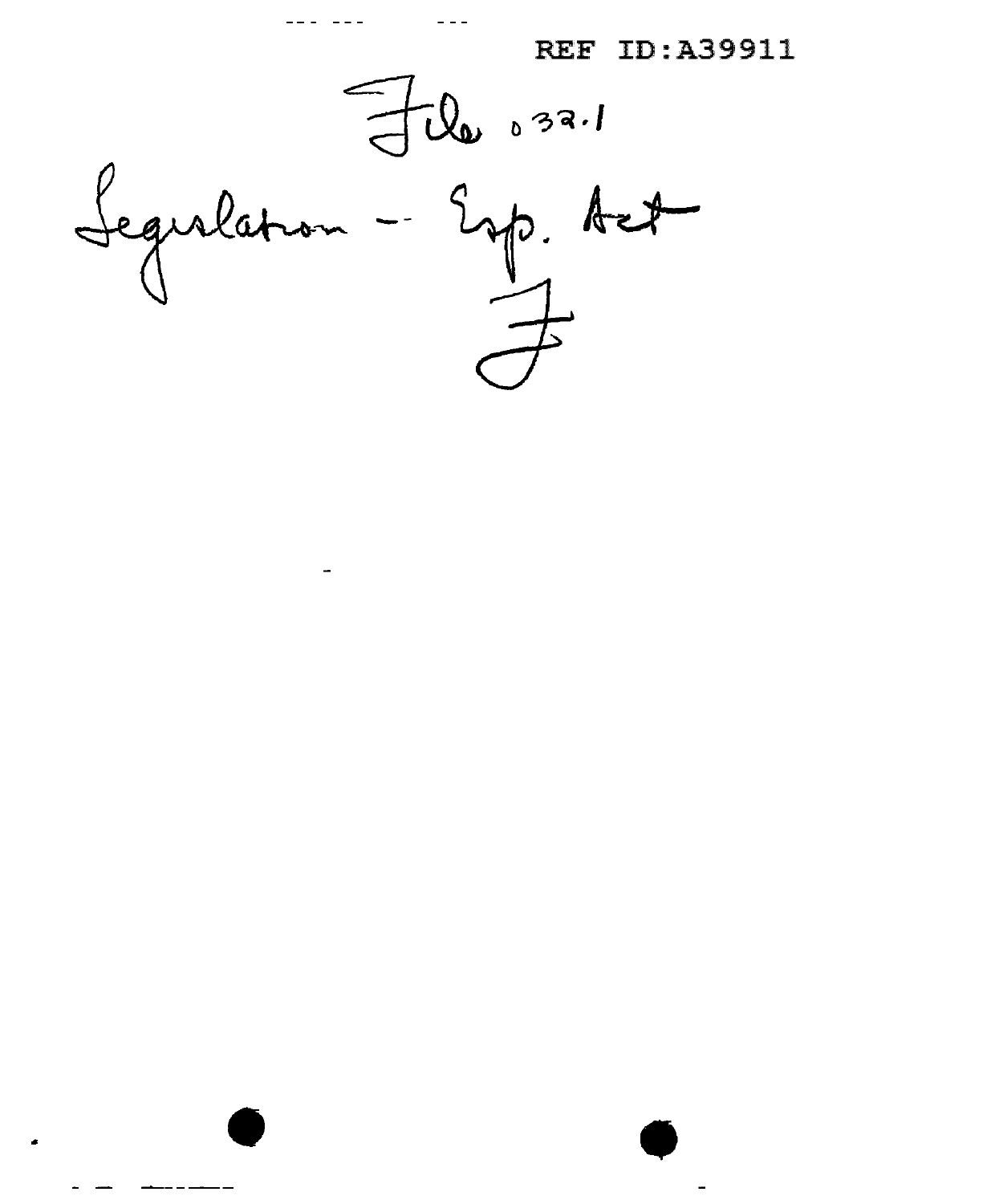REF ID:A39911

File 032.1

Legislation -- Esp. Act

F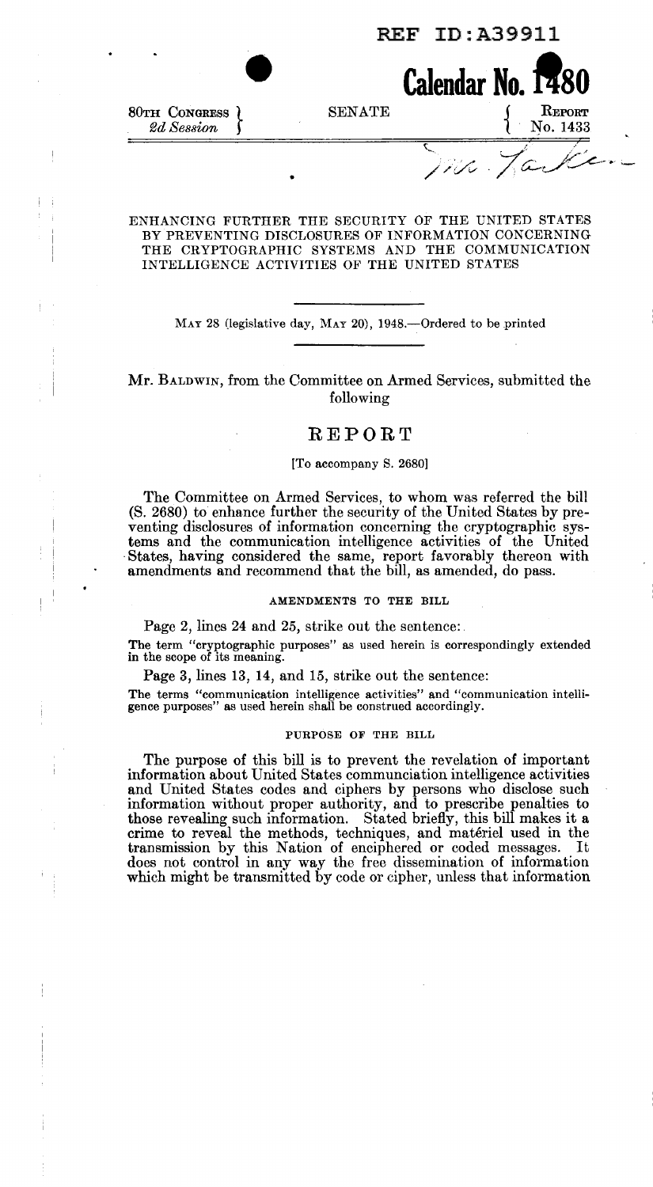REF ID:A39911

**Calendar No. 1480**

80th Congress } SENATE { Report
2d Session } { No. 1433

Mr. Tacker

ENHANCING FURTHER THE SECURITY OF THE UNITED STATES BY PREVENTING DISCLOSURES OF INFORMATION CONCERNING THE CRYPTOGRAPHIC SYSTEMS AND THE COMMUNICATION INTELLIGENCE ACTIVITIES OF THE UNITED STATES

---

May 28 (legislative day, May 20), 1948.—Ordered to be printed

---

Mr. Baldwin, from the Committee on Armed Services, submitted the following

# REPORT

[To accompany S. 2680]

The Committee on Armed Services, to whom was referred the bill (S. 2680) to enhance further the security of the United States by preventing disclosures of information concerning the cryptographic systems and the communication intelligence activities of the United States, having considered the same, report favorably thereon with amendments and recommend that the bill, as amended, do pass.

## AMENDMENTS TO THE BILL

Page 2, lines 24 and 25, strike out the sentence:

The term "cryptographic purposes" as used herein is correspondingly extended in the scope of its meaning.

Page 3, lines 13, 14, and 15, strike out the sentence:

The terms "communication intelligence activities" and "communication intelligence purposes" as used herein shall be construed accordingly.

## PURPOSE OF THE BILL

The purpose of this bill is to prevent the revelation of important information about United States communciation intelligence activities and United States codes and ciphers by persons who disclose such information without proper authority, and to prescribe penalties to those revealing such information. Stated briefly, this bill makes it a crime to reveal the methods, techniques, and matériel used in the transmission by this Nation of enciphered or coded messages. It does not control in any way the free dissemination of information which might be transmitted by code or cipher, unless that information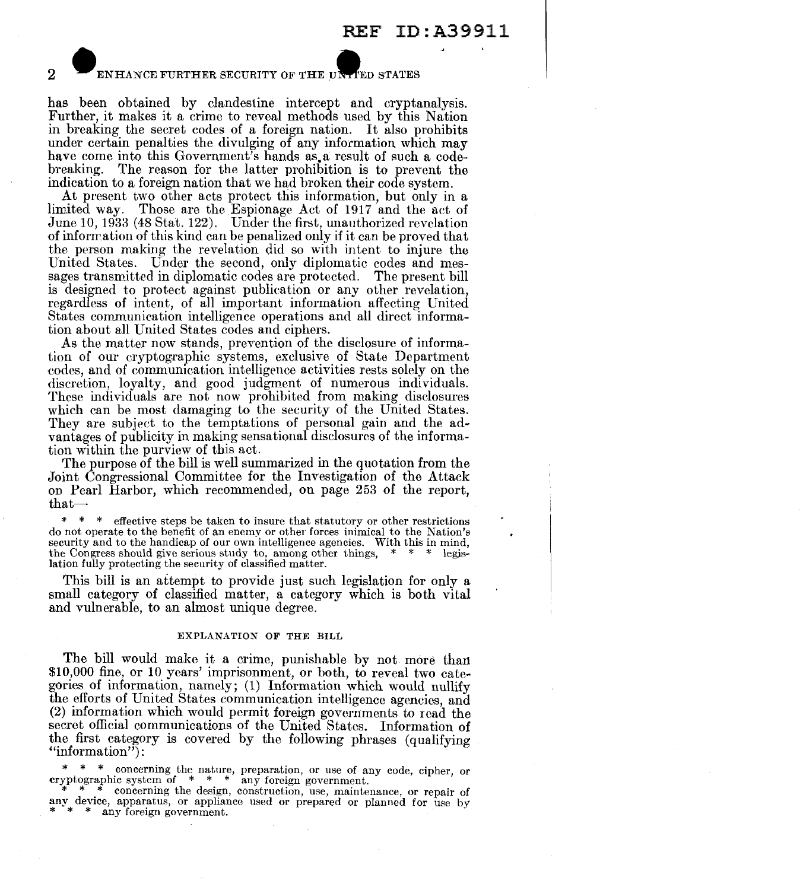has been obtained by clandestine intercept and cryptanalysis. Further, it makes it a crime to reveal methods used by this Nation in breaking the secret codes of a foreign nation. It also prohibits under certain penalties the divulging of any information which may have come into this Government's hands as a result of such a code-breaking. The reason for the latter prohibition is to prevent the indication to a foreign nation that we had broken their code system.

At present two other acts protect this information, but only in a limited way. Those are the Espionage Act of 1917 and the act of June 10, 1933 (48 Stat. 122). Under the first, unauthorized revelation of information of this kind can be penalized only if it can be proved that the person making the revelation did so with intent to injure the United States. Under the second, only diplomatic codes and messages transmitted in diplomatic codes are protected. The present bill is designed to protect against publication or any other revelation, regardless of intent, of all important information affecting United States communication intelligence operations and all direct information about all United States codes and ciphers.

As the matter now stands, prevention of the disclosure of information of our cryptographic systems, exclusive of State Department codes, and of communication intelligence activities rests solely on the discretion, loyalty, and good judgment of numerous individuals. These individuals are not now prohibited from making disclosures which can be most damaging to the security of the United States. They are subject to the temptations of personal gain and the advantages of publicity in making sensational disclosures of the information within the purview of this act.

The purpose of the bill is well summarized in the quotation from the Joint Congressional Committee for the Investigation of the Attack on Pearl Harbor, which recommended, on page 253 of the report, that—

> * * * effective steps be taken to insure that statutory or other restrictions do not operate to the benefit of an enemy or other forces inimical to the Nation's security and to the handicap of our own intelligence agencies. With this in mind, the Congress should give serious study to, among other things, * * * legislation fully protecting the security of classified matter.

This bill is an attempt to provide just such legislation for only a small category of classified matter, a category which is both vital and vulnerable, to an almost unique degree.

## EXPLANATION OF THE BILL

The bill would make it a crime, punishable by not more than $10,000 fine, or 10 years' imprisonment, or both, to reveal two categories of information, namely; (1) Information which would nullify the efforts of United States communication intelligence agencies, and (2) information which would permit foreign governments to read the secret official communications of the United States. Information of the first category is covered by the following phrases (qualifying "information"):

> * * * concerning the nature, preparation, or use of any code, cipher, or cryptographic system of * * * any foreign government.
>
> * * * concerning the design, construction, use, maintenance, or repair of any device, apparatus, or appliance used or prepared or planned for use by * * * any foreign government.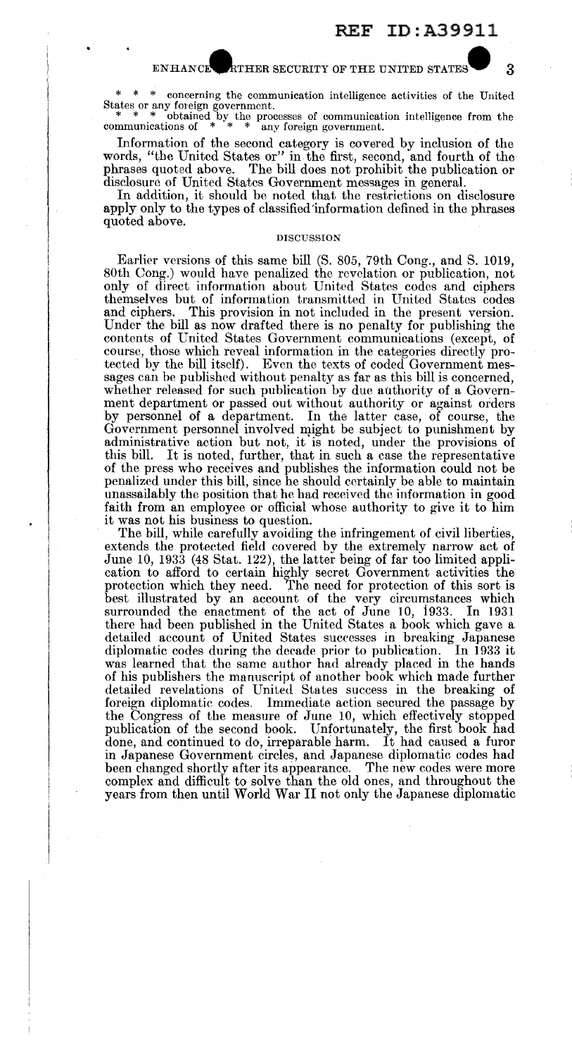\* \* \* concerning the communication intelligence activities of the United States or any foreign government.

\* \* \* obtained by the processes of communication intelligence from the communications of \* \* \* any foreign government.

Information of the second category is covered by inclusion of the words, "the United States or" in the first, second, and fourth of the phrases quoted above. The bill does not prohibit the publication or disclosure of United States Government messages in general.

In addition, it should be noted that the restrictions on disclosure apply only to the types of classified information defined in the phrases quoted above.

## DISCUSSION

Earlier versions of this same bill (S. 805, 79th Cong., and S. 1019, 80th Cong.) would have penalized the revelation or publication, not only of direct information about United States codes and ciphers themselves but of information transmitted in United States codes and ciphers. This provision in not included in the present version. Under the bill as now drafted there is no penalty for publishing the contents of United States Government communications (except, of course, those which reveal information in the categories directly protected by the bill itself). Even the texts of coded Government messages can be published without penalty as far as this bill is concerned, whether released for such publication by due authority of a Government department or passed out without authority or against orders by personnel of a department. In the latter case, of course, the Government personnel involved might be subject to punishment by administrative action but not, it is noted, under the provisions of this bill. It is noted, further, that in such a case the representative of the press who receives and publishes the information could not be penalized under this bill, since he should certainly be able to maintain unassailably the position that he had received the information in good faith from an employee or official whose authority to give it to him it was not his business to question.

The bill, while carefully avoiding the infringement of civil liberties, extends the protected field covered by the extremely narrow act of June 10, 1933 (48 Stat. 122), the latter being of far too limited application to afford to certain highly secret Government activities the protection which they need. The need for protection of this sort is best illustrated by an account of the very circumstances which surrounded the enactment of the act of June 10, 1933. In 1931 there had been published in the United States a book which gave a detailed account of United States successes in breaking Japanese diplomatic codes during the decade prior to publication. In 1933 it was learned that the same author had already placed in the hands of his publishers the manuscript of another book which made further detailed revelations of United States success in the breaking of foreign diplomatic codes. Immediate action secured the passage by the Congress of the measure of June 10, which effectively stopped publication of the second book. Unfortunately, the first book had done, and continued to do, irreparable harm. It had caused a furor in Japanese Government circles, and Japanese diplomatic codes had been changed shortly after its appearance. The new codes were more complex and difficult to solve than the old ones, and throughout the years from then until World War II not only the Japanese diplomatic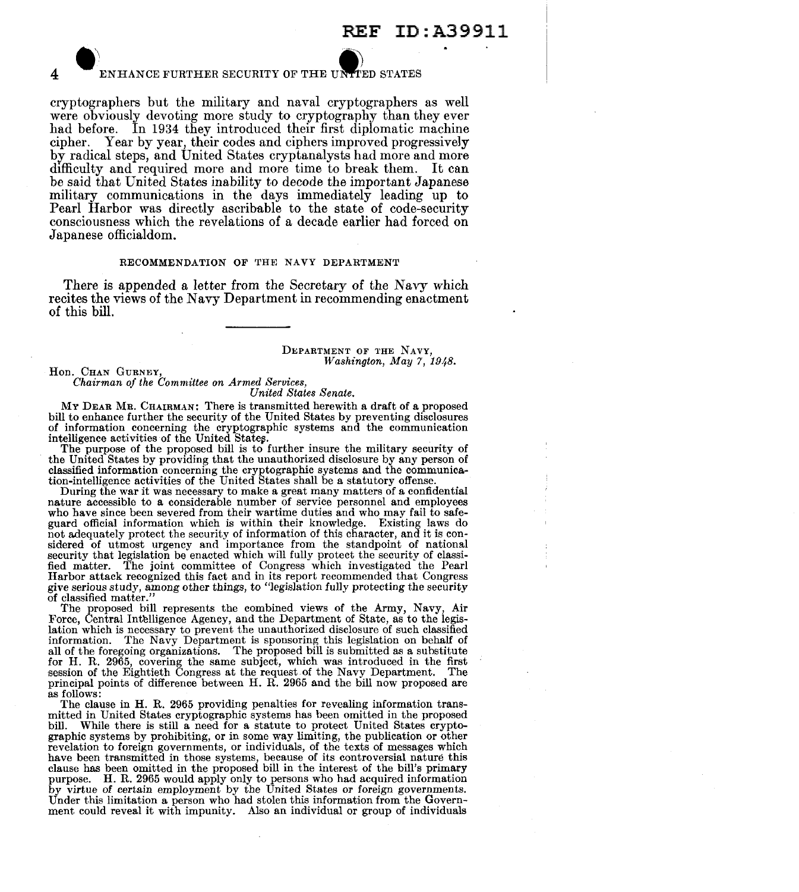cryptographers but the military and naval cryptographers as well were obviously devoting more study to cryptography than they ever had before. In 1934 they introduced their first diplomatic machine cipher. Year by year, their codes and ciphers improved progressively by radical steps, and United States cryptanalysts had more and more difficulty and required more and more time to break them. It can be said that United States inability to decode the important Japanese military communications in the days immediately leading up to Pearl Harbor was directly ascribable to the state of code-security consciousness which the revelations of a decade earlier had forced on Japanese officialdom.

### RECOMMENDATION OF THE NAVY DEPARTMENT

There is appended a letter from the Secretary of the Navy which recites the views of the Navy Department in recommending enactment of this bill.

---

DEPARTMENT OF THE NAVY,
*Washington, May 7, 1948.*

Hon. CHAN GURNEY,
*Chairman of the Committee on Armed Services,*
*United States Senate.*

MY DEAR MR. CHAIRMAN: There is transmitted herewith a draft of a proposed bill to enhance further the security of the United States by preventing disclosures of information concerning the cryptographic systems and the communication intelligence activities of the United States.

The purpose of the proposed bill is to further insure the military security of the United States by providing that the unauthorized disclosure by any person of classified information concerning the cryptographic systems and the communication-intelligence activities of the United States shall be a statutory offense.

During the war it was necessary to make a great many matters of a confidential nature accessible to a considerable number of service personnel and employees who have since been severed from their wartime duties and who may fail to safeguard official information which is within their knowledge. Existing laws do not adequately protect the security of information of this character, and it is considered of utmost urgency and importance from the standpoint of national security that legislation be enacted which will fully protect the security of classified matter. The joint committee of Congress which investigated the Pearl Harbor attack recognized this fact and in its report recommended that Congress give serious study, among other things, to "legislation fully protecting the security of classified matter."

The proposed bill represents the combined views of the Army, Navy, Air Force, Central Intelligence Agency, and the Department of State, as to the legislation which is necessary to prevent the unauthorized disclosure of such classified information. The Navy Department is sponsoring this legislation on behalf of all of the foregoing organizations. The proposed bill is submitted as a substitute for H. R. 2965, covering the same subject, which was introduced in the first session of the Eightieth Congress at the request of the Navy Department. The principal points of difference between H. R. 2965 and the bill now proposed are as follows:

The clause in H. R. 2965 providing penalties for revealing information transmitted in United States cryptographic systems has been omitted in the proposed bill. While there is still a need for a statute to protect United States cryptographic systems by prohibiting, or in some way limiting, the publication or other revelation to foreign governments, or individuals, of the texts of messages which have been transmitted in those systems, because of its controversial nature this clause has been omitted in the proposed bill in the interest of the bill's primary purpose. H. R. 2965 would apply only to persons who had acquired information by virtue of certain employment by the United States or foreign governments. Under this limitation a person who had stolen this information from the Government could reveal it with impunity. Also an individual or group of individuals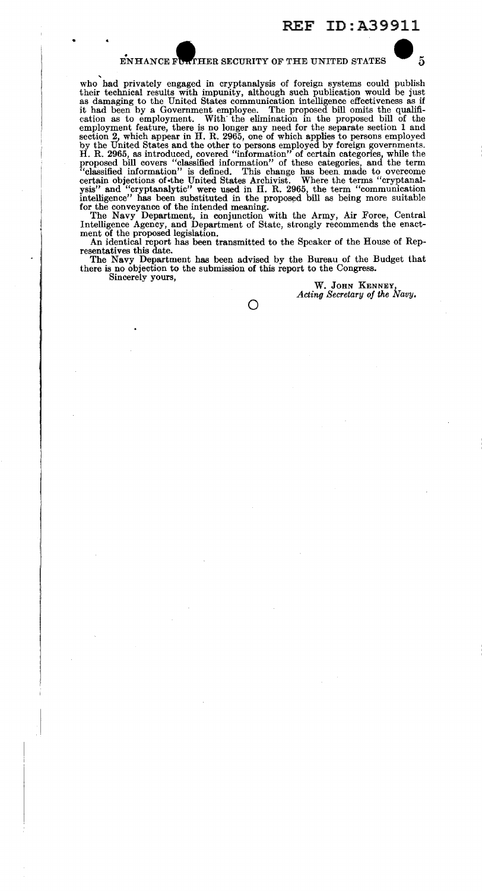who had privately engaged in cryptanalysis of foreign systems could publish their technical results with impunity, although such publication would be just as damaging to the United States communication intelligence effectiveness as if it had been by a Government employee. The proposed bill omits the qualification as to employment. With the elimination in the proposed bill of the employment feature, there is no longer any need for the separate section 1 and section 2, which appear in H. R. 2965, one of which applies to persons employed by the United States and the other to persons employed by foreign governments. H. R. 2965, as introduced, covered "information" of certain categories, while the proposed bill covers "classified information" of these categories, and the term "classified information" is defined. This change has been made to overcome certain objections of the United States Archivist. Where the terms "cryptanalysis" and "cryptanalytic" were used in H. R. 2965, the term "communication intelligence" has been substituted in the proposed bill as being more suitable for the conveyance of the intended meaning.

The Navy Department, in conjunction with the Army, Air Force, Central Intelligence Agency, and Department of State, strongly recommends the enactment of the proposed legislation.

An identical report has been transmitted to the Speaker of the House of Representatives this date.

The Navy Department has been advised by the Bureau of the Budget that there is no objection to the submission of this report to the Congress.

Sincerely yours,

W. John Kenney,
*Acting Secretary of the Navy.*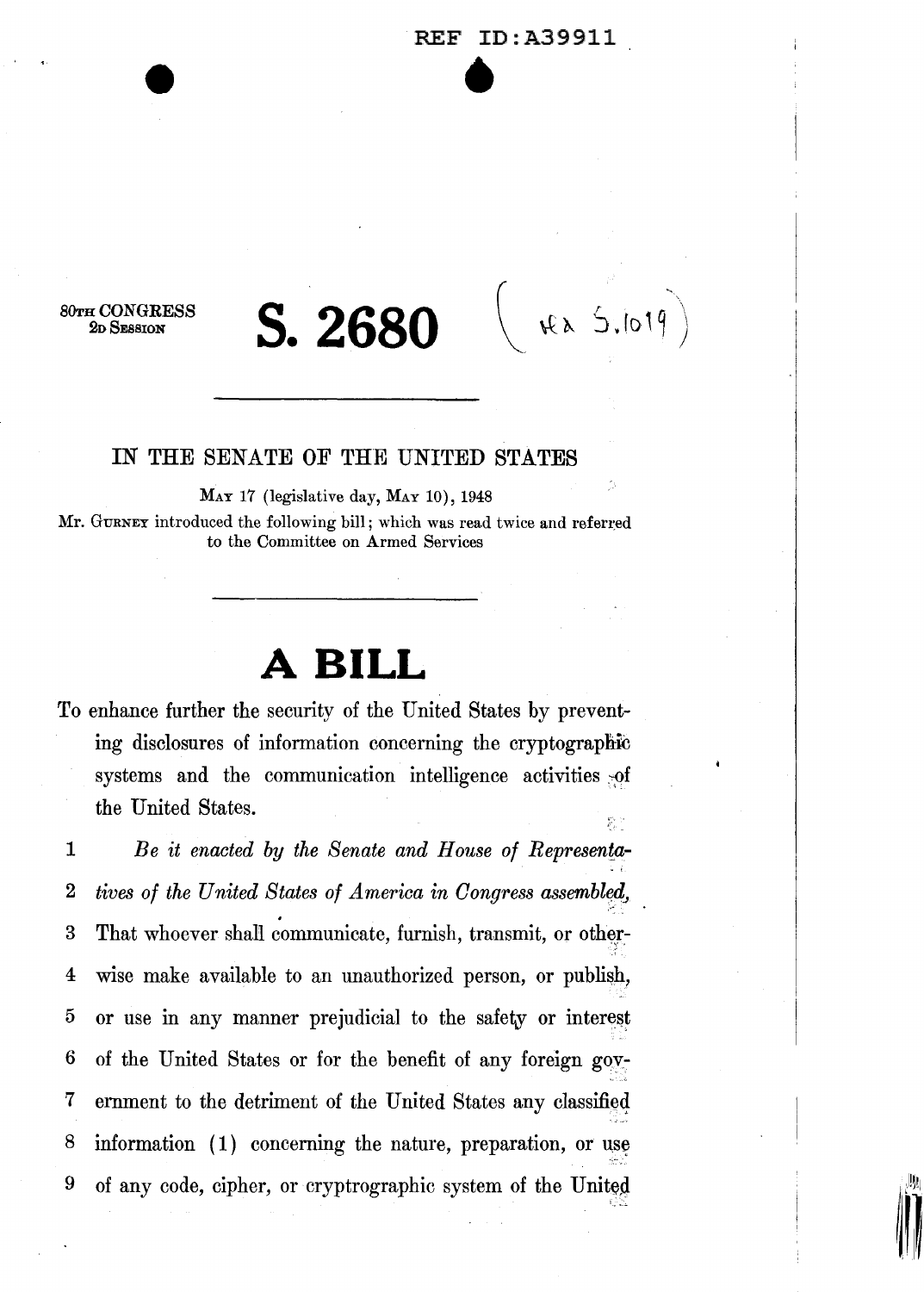REF ID:A39911

80TH CONGRESS
2D SESSION

# S. 2680

(Re S. 1019)

IN THE SENATE OF THE UNITED STATES

MAY 17 (legislative day, MAY 10), 1948

Mr. GURNEY introduced the following bill; which was read twice and referred to the Committee on Armed Services

# A BILL

To enhance further the security of the United States by preventing disclosures of information concerning the cryptographic systems and the communication intelligence activities of the United States.

1 *Be it enacted by the Senate and House of Representa-*
2 *tives of the United States of America in Congress assembled,*
3 That whoever shall communicate, furnish, transmit, or other-
4 wise make available to an unauthorized person, or publish,
5 or use in any manner prejudicial to the safety or interest
6 of the United States or for the benefit of any foreign gov-
7 ernment to the detriment of the United States any classified
8 information (1) concerning the nature, preparation, or use
9 of any code, cipher, or cryptrographic system of the United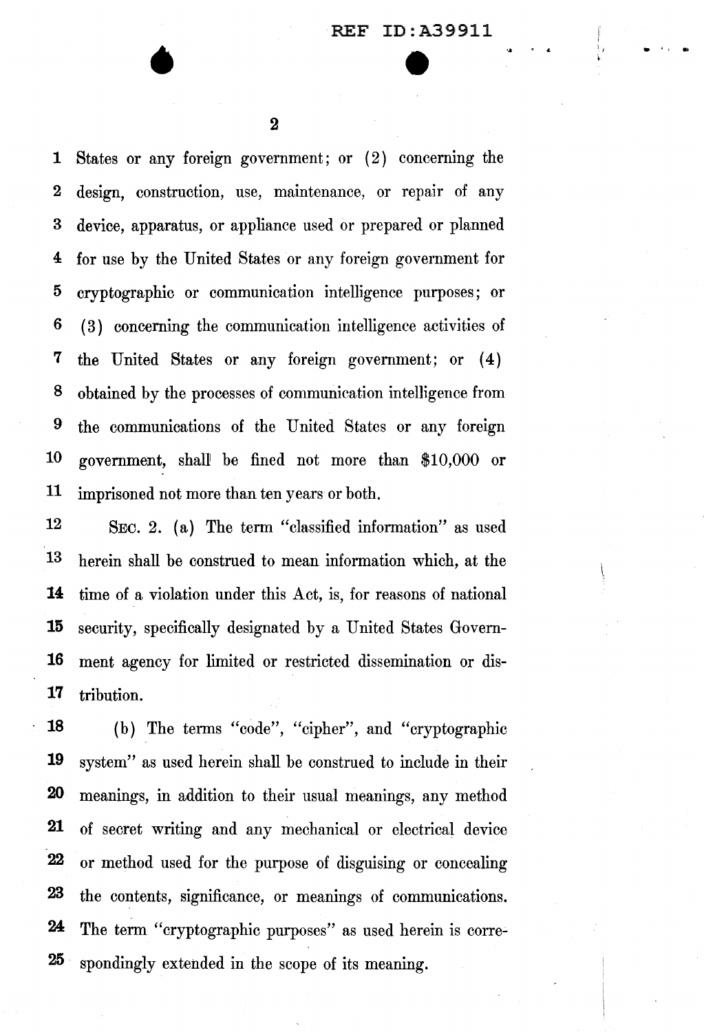States or any foreign government; or (2) concerning the design, construction, use, maintenance, or repair of any device, apparatus, or appliance used or prepared or planned for use by the United States or any foreign government for cryptographic or communication intelligence purposes; or (3) concerning the communication intelligence activities of the United States or any foreign government; or (4) obtained by the processes of communication intelligence from the communications of the United States or any foreign government, shall be fined not more than $10,000 or imprisoned not more than ten years or both.

SEC. 2. (a) The term "classified information" as used herein shall be construed to mean information which, at the time of a violation under this Act, is, for reasons of national security, specifically designated by a United States Government agency for limited or restricted dissemination or distribution.

(b) The terms "code", "cipher", and "cryptographic system" as used herein shall be construed to include in their meanings, in addition to their usual meanings, any method of secret writing and any mechanical or electrical device or method used for the purpose of disguising or concealing the contents, significance, or meanings of communications. The term "cryptographic purposes" as used herein is correspondingly extended in the scope of its meaning.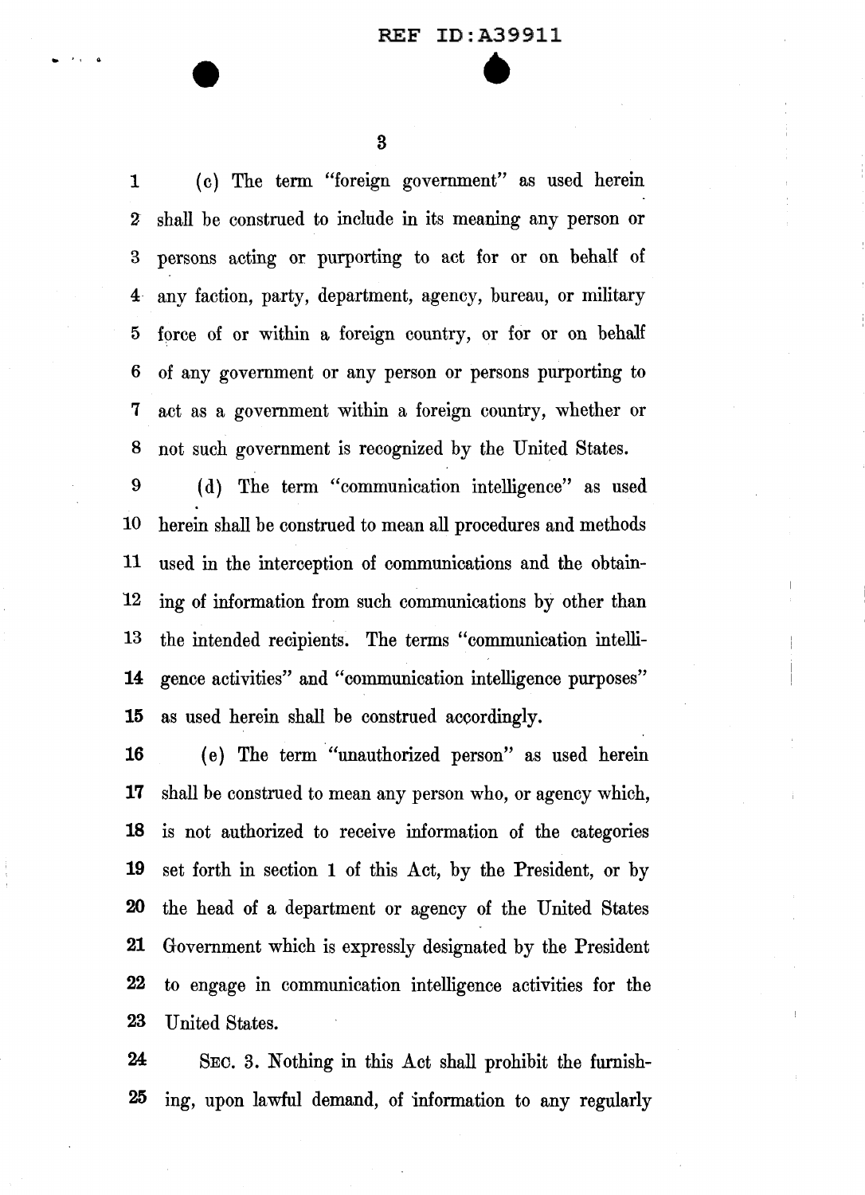(c) The term "foreign government" as used herein shall be construed to include in its meaning any person or persons acting or purporting to act for or on behalf of any faction, party, department, agency, bureau, or military force of or within a foreign country, or for or on behalf of any government or any person or persons purporting to act as a government within a foreign country, whether or not such government is recognized by the United States.

(d) The term "communication intelligence" as used herein shall be construed to mean all procedures and methods used in the interception of communications and the obtaining of information from such communications by other than the intended recipients. The terms "communication intelligence activities" and "communication intelligence purposes" as used herein shall be construed accordingly.

(e) The term "unauthorized person" as used herein shall be construed to mean any person who, or agency which, is not authorized to receive information of the categories set forth in section 1 of this Act, by the President, or by the head of a department or agency of the United States Government which is expressly designated by the President to engage in communication intelligence activities for the United States.

SEC. 3. Nothing in this Act shall prohibit the furnishing, upon lawful demand, of information to any regularly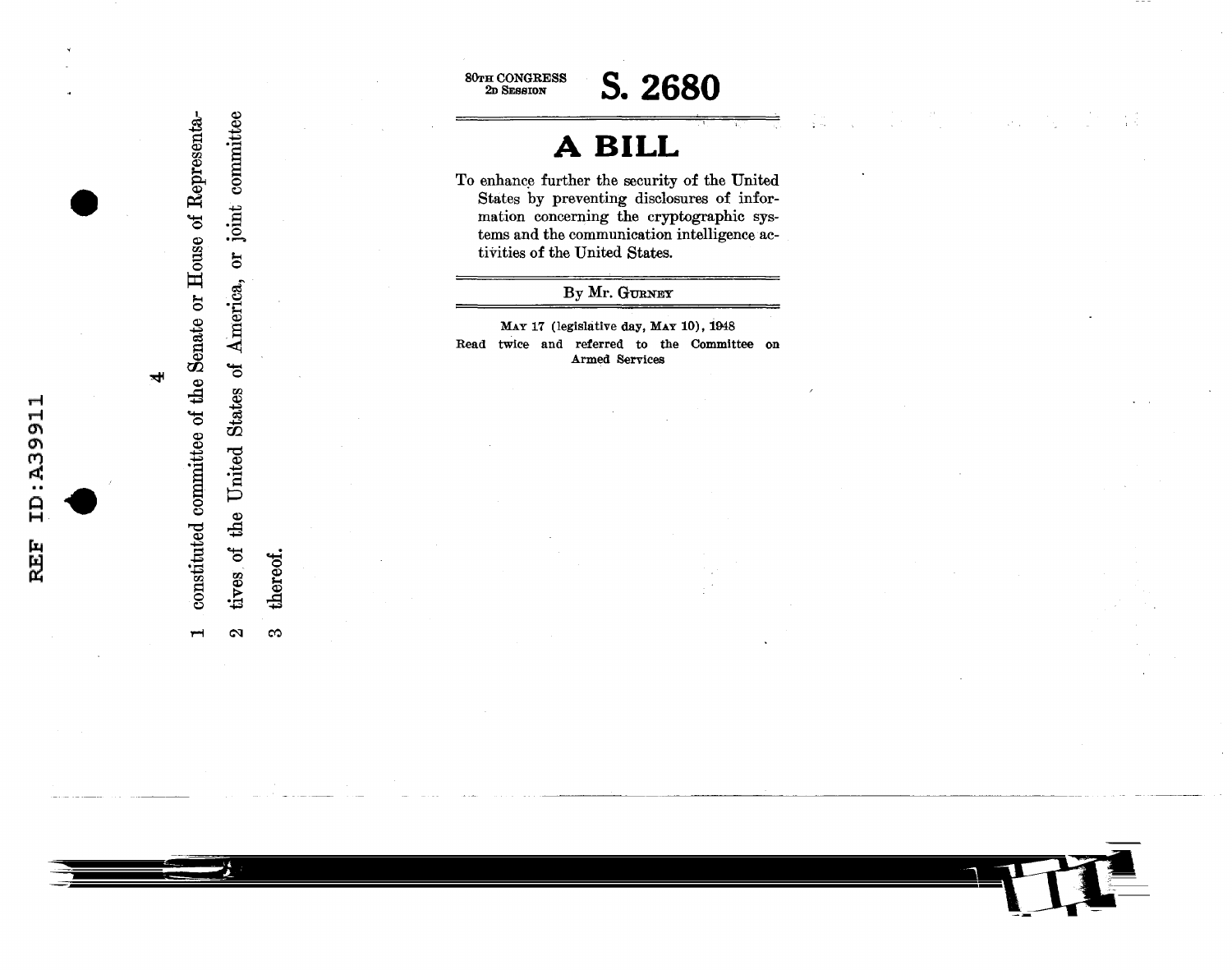REF ID:A39911

1 constituted committee of the Senate or House of Representa-
2 tives of the United States of America, or joint committee
3 thereof.

80TH CONGRESS
2D SESSION

# S. 2680

## A BILL

To enhance further the security of the United States by preventing disclosures of information concerning the cryptographic systems and the communication intelligence activities of the United States.

By Mr. GURNEY

MAY 17 (legislative day, MAY 10), 1948
Read twice and referred to the Committee on Armed Services